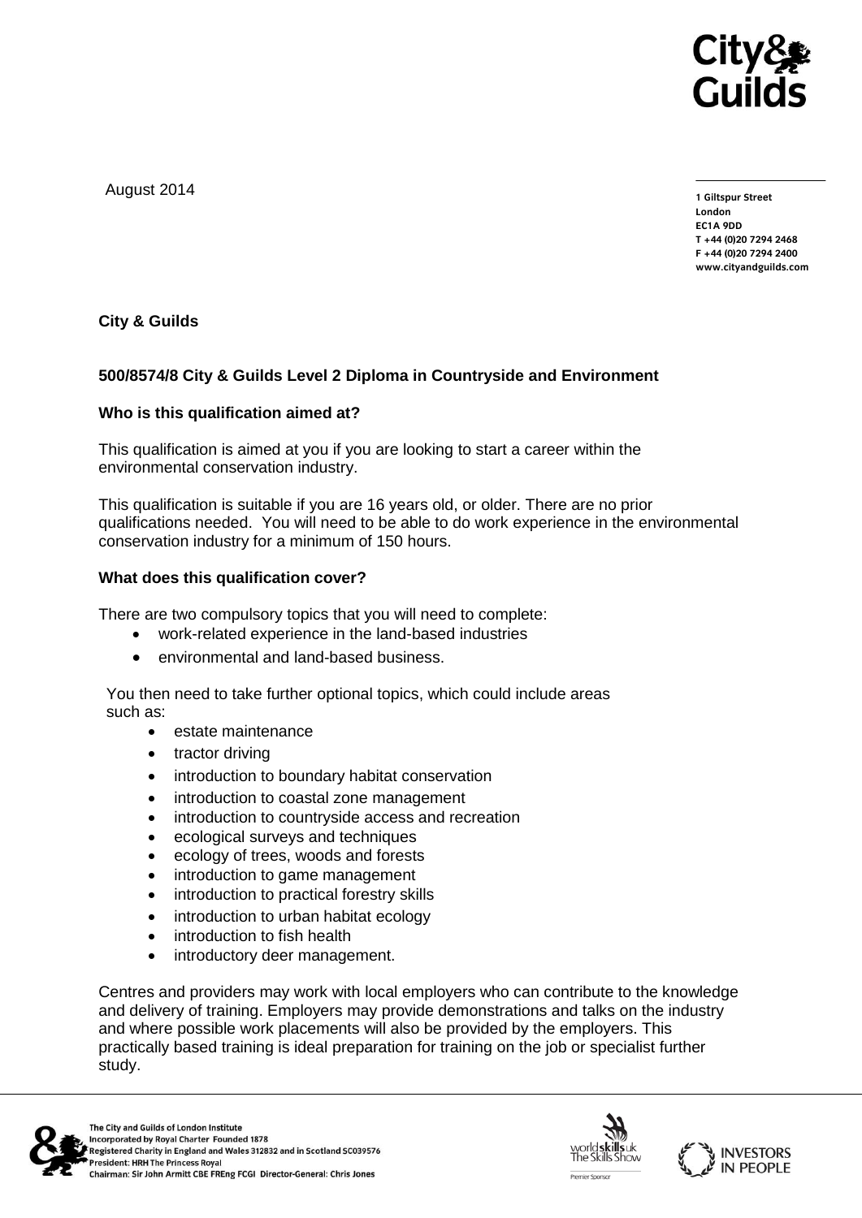August 2014

1 Giltspur Street
London
EC1A 9DD
T +44 (0)20 7294 2468
F +44 (0)20 7294 2400
www.cityandguilds.com

**City & Guilds**

**500/8574/8 City & Guilds Level 2 Diploma in Countryside and Environment**

**Who is this qualification aimed at?**

This qualification is aimed at you if you are looking to start a career within the environmental conservation industry.

This qualification is suitable if you are 16 years old, or older. There are no prior qualifications needed. You will need to be able to do work experience in the environmental conservation industry for a minimum of 150 hours.

**What does this qualification cover?**

There are two compulsory topics that you will need to complete:

- work-related experience in the land-based industries
- environmental and land-based business.

You then need to take further optional topics, which could include areas such as:

- estate maintenance
- tractor driving
- introduction to boundary habitat conservation
- introduction to coastal zone management
- introduction to countryside access and recreation
- ecological surveys and techniques
- ecology of trees, woods and forests
- introduction to game management
- introduction to practical forestry skills
- introduction to urban habitat ecology
- introduction to fish health
- introductory deer management.

Centres and providers may work with local employers who can contribute to the knowledge and delivery of training. Employers may provide demonstrations and talks on the industry and where possible work placements will also be provided by the employers. This practically based training is ideal preparation for training on the job or specialist further study.

The City and Guilds of London Institute
Incorporated by Royal Charter Founded 1878
Registered Charity in England and Wales 312832 and in Scotland SC039576
President: HRH The Princess Royal
Chairman: Sir John Armitt CBE FREng FCGI Director-General: Chris Jones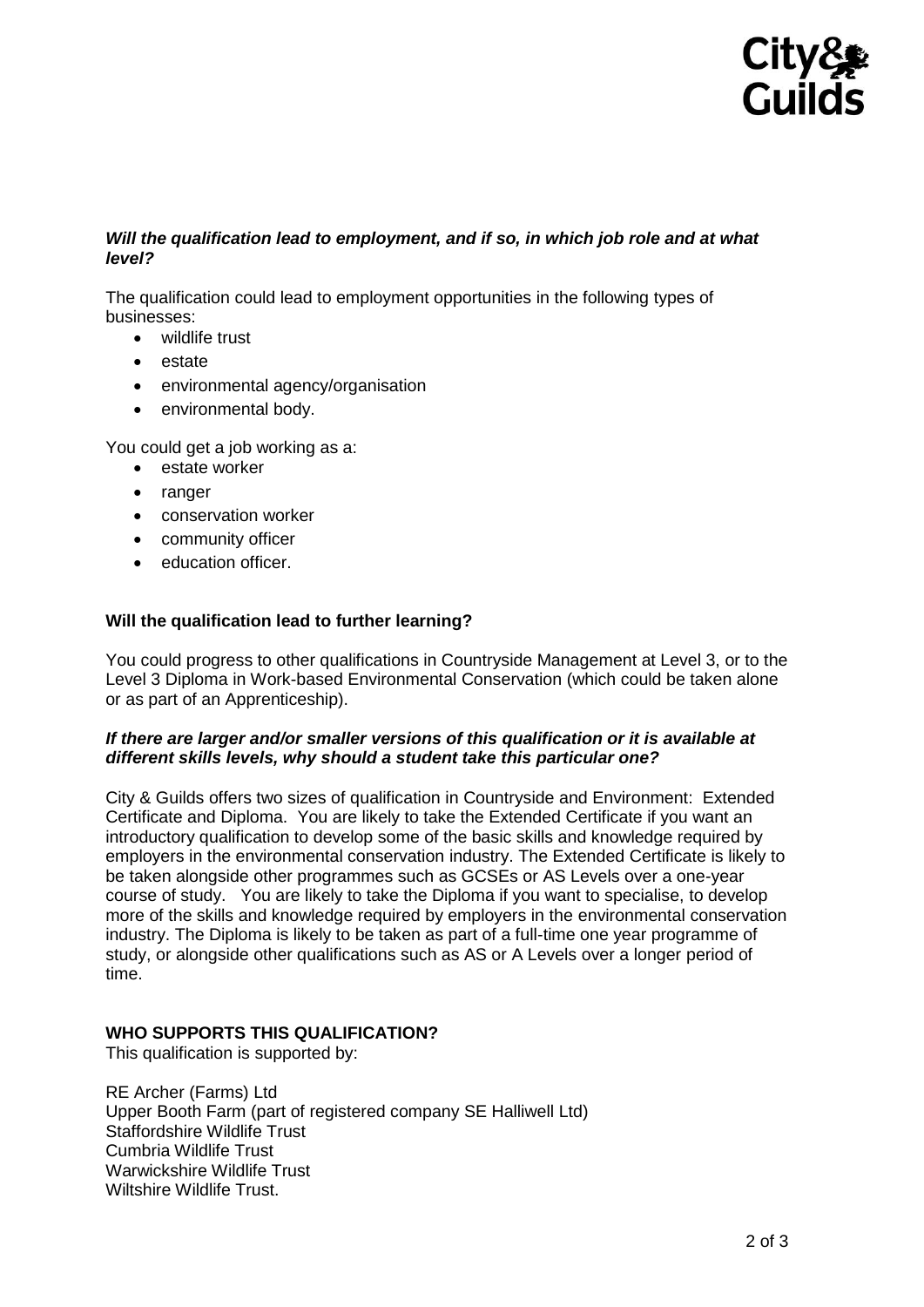### ***Will the qualification lead to employment, and if so, in which job role and at what level?***

The qualification could lead to employment opportunities in the following types of businesses:

- wildlife trust
- estate
- environmental agency/organisation
- environmental body.

You could get a job working as a:

- estate worker
- ranger
- conservation worker
- community officer
- education officer.

### **Will the qualification lead to further learning?**

You could progress to other qualifications in Countryside Management at Level 3, or to the Level 3 Diploma in Work-based Environmental Conservation (which could be taken alone or as part of an Apprenticeship).

### ***If there are larger and/or smaller versions of this qualification or it is available at different skills levels, why should a student take this particular one?***

City & Guilds offers two sizes of qualification in Countryside and Environment: Extended Certificate and Diploma. You are likely to take the Extended Certificate if you want an introductory qualification to develop some of the basic skills and knowledge required by employers in the environmental conservation industry. The Extended Certificate is likely to be taken alongside other programmes such as GCSEs or AS Levels over a one-year course of study. You are likely to take the Diploma if you want to specialise, to develop more of the skills and knowledge required by employers in the environmental conservation industry. The Diploma is likely to be taken as part of a full-time one year programme of study, or alongside other qualifications such as AS or A Levels over a longer period of time.

## **WHO SUPPORTS THIS QUALIFICATION?**

This qualification is supported by:

RE Archer (Farms) Ltd
Upper Booth Farm (part of registered company SE Halliwell Ltd)
Staffordshire Wildlife Trust
Cumbria Wildlife Trust
Warwickshire Wildlife Trust
Wiltshire Wildlife Trust.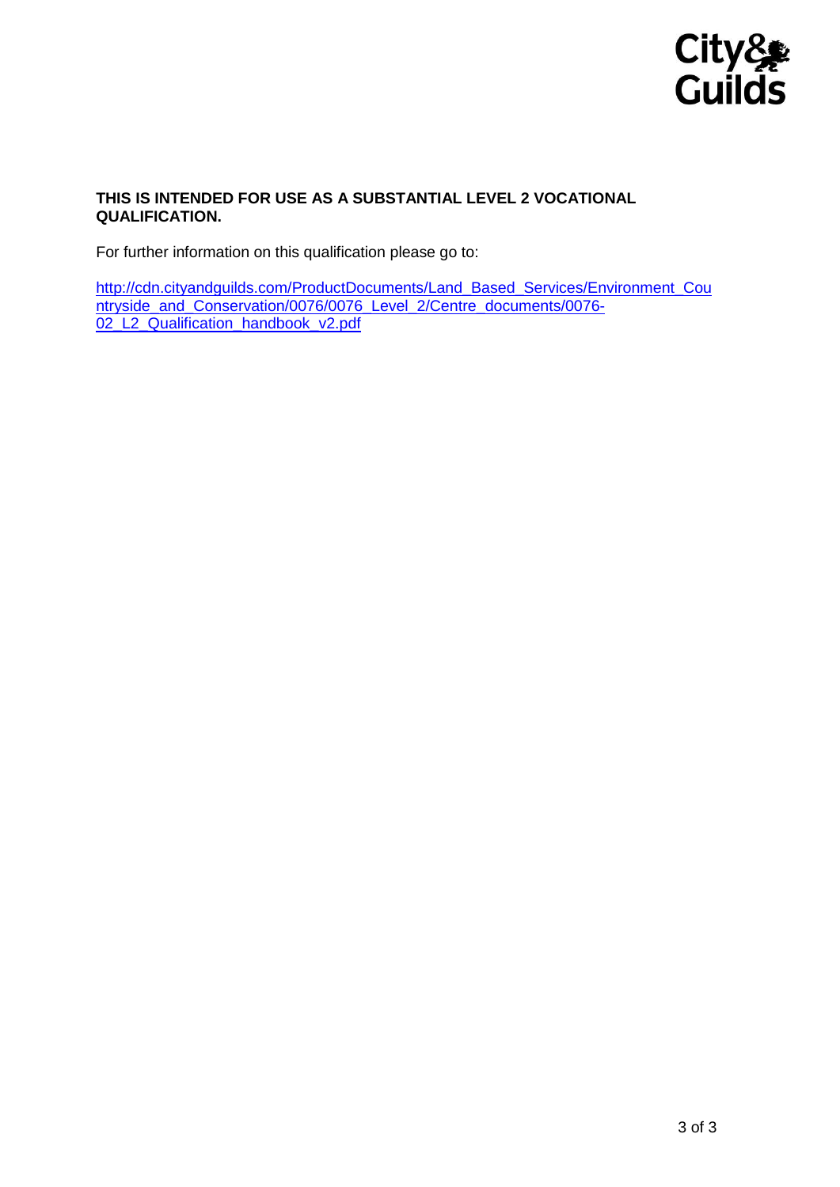**THIS IS INTENDED FOR USE AS A SUBSTANTIAL LEVEL 2 VOCATIONAL QUALIFICATION.**

For further information on this qualification please go to:

http://cdn.cityandguilds.com/ProductDocuments/Land_Based_Services/Environment_Countryside_and_Conservation/0076/0076_Level_2/Centre_documents/0076-02_L2_Qualification_handbook_v2.pdf